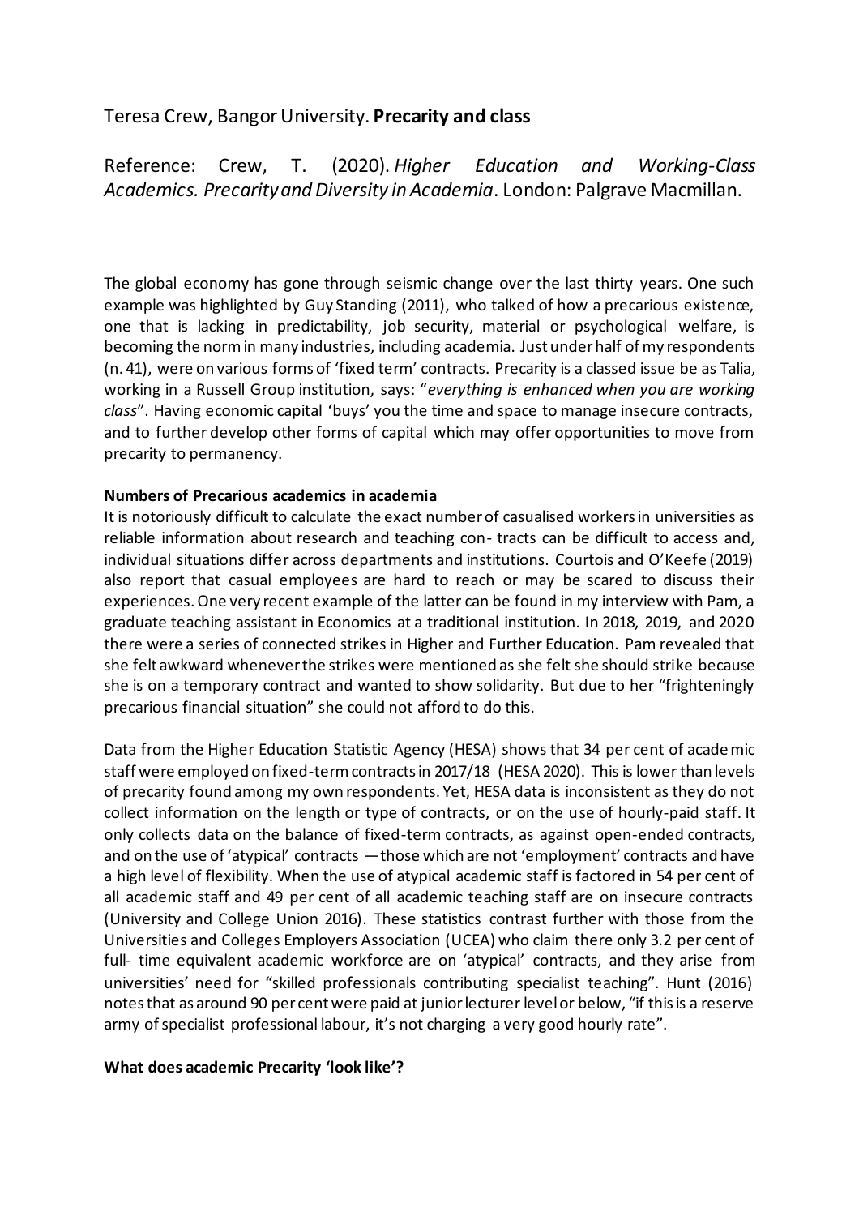Teresa Crew, Bangor University. **Precarity and class**

Reference: Crew, T. (2020). *Higher Education and Working-Class Academics. Precarity and Diversity in Academia*. London: Palgrave Macmillan.

The global economy has gone through seismic change over the last thirty years. One such example was highlighted by Guy Standing (2011), who talked of how a precarious existence, one that is lacking in predictability, job security, material or psychological welfare, is becoming the norm in many industries, including academia. Just under half of my respondents (n. 41), were on various forms of 'fixed term' contracts. Precarity is a classed issue be as Talia, working in a Russell Group institution, says: "*everything is enhanced when you are working class*". Having economic capital 'buys' you the time and space to manage insecure contracts, and to further develop other forms of capital which may offer opportunities to move from precarity to permanency.

**Numbers of Precarious academics in academia**

It is notoriously difficult to calculate the exact number of casualised workers in universities as reliable information about research and teaching con- tracts can be difficult to access and, individual situations differ across departments and institutions. Courtois and O'Keefe (2019) also report that casual employees are hard to reach or may be scared to discuss their experiences. One very recent example of the latter can be found in my interview with Pam, a graduate teaching assistant in Economics at a traditional institution. In 2018, 2019, and 2020 there were a series of connected strikes in Higher and Further Education. Pam revealed that she felt awkward whenever the strikes were mentioned as she felt she should strike because she is on a temporary contract and wanted to show solidarity. But due to her "frighteningly precarious financial situation" she could not afford to do this.

Data from the Higher Education Statistic Agency (HESA) shows that 34 per cent of academic staff were employed on fixed-term contracts in 2017/18 (HESA 2020). This is lower than levels of precarity found among my own respondents. Yet, HESA data is inconsistent as they do not collect information on the length or type of contracts, or on the use of hourly-paid staff. It only collects data on the balance of fixed-term contracts, as against open-ended contracts, and on the use of 'atypical' contracts —those which are not 'employment' contracts and have a high level of flexibility. When the use of atypical academic staff is factored in 54 per cent of all academic staff and 49 per cent of all academic teaching staff are on insecure contracts (University and College Union 2016). These statistics contrast further with those from the Universities and Colleges Employers Association (UCEA) who claim there only 3.2 per cent of full- time equivalent academic workforce are on 'atypical' contracts, and they arise from universities' need for "skilled professionals contributing specialist teaching". Hunt (2016) notes that as around 90 per cent were paid at junior lecturer level or below, "if this is a reserve army of specialist professional labour, it's not charging a very good hourly rate".

**What does academic Precarity 'look like'?**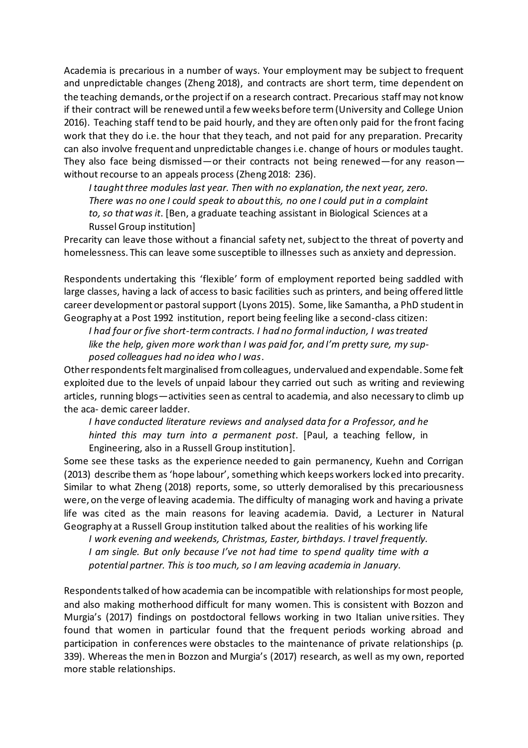Academia is precarious in a number of ways. Your employment may be subject to frequent and unpredictable changes (Zheng 2018), and contracts are short term, time dependent on the teaching demands, or the project if on a research contract. Precarious staff may not know if their contract will be renewed until a few weeks before term (University and College Union 2016). Teaching staff tend to be paid hourly, and they are often only paid for the front facing work that they do i.e. the hour that they teach, and not paid for any preparation. Precarity can also involve frequent and unpredictable changes i.e. change of hours or modules taught. They also face being dismissed—or their contracts not being renewed—for any reason—without recourse to an appeals process (Zheng 2018: 236).

> *I taught three modules last year. Then with no explanation, the next year, zero. There was no one I could speak to about this, no one I could put in a complaint to, so that was it*. [Ben, a graduate teaching assistant in Biological Sciences at a Russel Group institution]

Precarity can leave those without a financial safety net, subject to the threat of poverty and homelessness. This can leave some susceptible to illnesses such as anxiety and depression.

Respondents undertaking this 'flexible' form of employment reported being saddled with large classes, having a lack of access to basic facilities such as printers, and being offered little career development or pastoral support (Lyons 2015). Some, like Samantha, a PhD student in Geography at a Post 1992 institution, report being feeling like a second-class citizen:

> *I had four or five short-term contracts. I had no formal induction, I was treated like the help, given more work than I was paid for, and I'm pretty sure, my sup-posed colleagues had no idea who I was*.

Other respondents felt marginalised from colleagues, undervalued and expendable. Some felt exploited due to the levels of unpaid labour they carried out such as writing and reviewing articles, running blogs—activities seen as central to academia, and also necessary to climb up the aca- demic career ladder.

> *I have conducted literature reviews and analysed data for a Professor, and he hinted this may turn into a permanent post*. [Paul, a teaching fellow, in Engineering, also in a Russell Group institution].

Some see these tasks as the experience needed to gain permanency, Kuehn and Corrigan (2013) describe them as 'hope labour', something which keeps workers locked into precarity. Similar to what Zheng (2018) reports, some, so utterly demoralised by this precariousness were, on the verge of leaving academia. The difficulty of managing work and having a private life was cited as the main reasons for leaving academia. David, a Lecturer in Natural Geography at a Russell Group institution talked about the realities of his working life

> *I work evening and weekends, Christmas, Easter, birthdays. I travel frequently. I am single. But only because I've not had time to spend quality time with a potential partner. This is too much, so I am leaving academia in January.*

Respondents talked of how academia can be incompatible with relationships for most people, and also making motherhood difficult for many women. This is consistent with Bozzon and Murgia's (2017) findings on postdoctoral fellows working in two Italian universities. They found that women in particular found that the frequent periods working abroad and participation in conferences were obstacles to the maintenance of private relationships (p. 339). Whereas the men in Bozzon and Murgia's (2017) research, as well as my own, reported more stable relationships.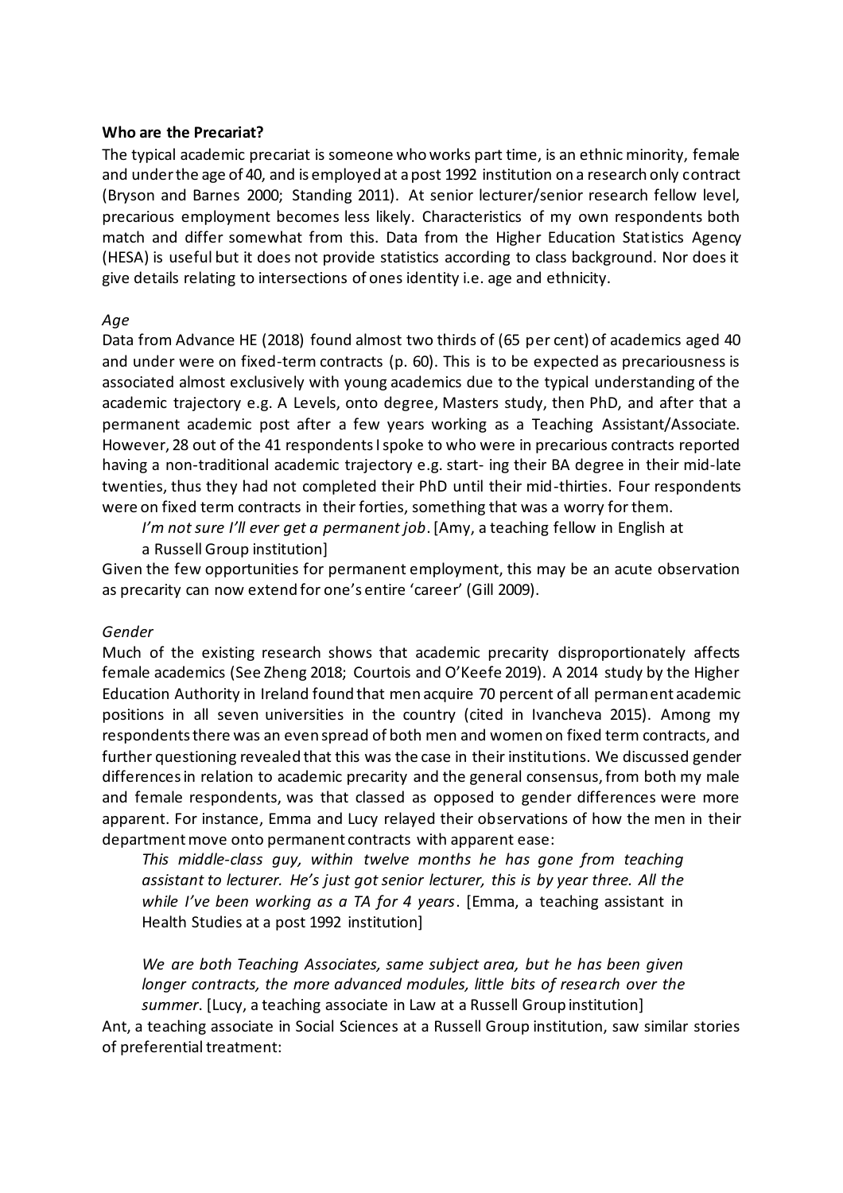**Who are the Precariat?**

The typical academic precariat is someone who works part time, is an ethnic minority, female and under the age of 40, and is employed at a post 1992 institution on a research only contract (Bryson and Barnes 2000; Standing 2011). At senior lecturer/senior research fellow level, precarious employment becomes less likely. Characteristics of my own respondents both match and differ somewhat from this. Data from the Higher Education Statistics Agency (HESA) is useful but it does not provide statistics according to class background. Nor does it give details relating to intersections of ones identity i.e. age and ethnicity.

*Age*

Data from Advance HE (2018) found almost two thirds of (65 per cent) of academics aged 40 and under were on fixed-term contracts (p. 60). This is to be expected as precariousness is associated almost exclusively with young academics due to the typical understanding of the academic trajectory e.g. A Levels, onto degree, Masters study, then PhD, and after that a permanent academic post after a few years working as a Teaching Assistant/Associate. However, 28 out of the 41 respondents I spoke to who were in precarious contracts reported having a non-traditional academic trajectory e.g. start- ing their BA degree in their mid-late twenties, thus they had not completed their PhD until their mid-thirties. Four respondents were on fixed term contracts in their forties, something that was a worry for them.

> *I'm not sure I'll ever get a permanent job*. [Amy, a teaching fellow in English at a Russell Group institution]

Given the few opportunities for permanent employment, this may be an acute observation as precarity can now extend for one's entire 'career' (Gill 2009).

*Gender*

Much of the existing research shows that academic precarity disproportionately affects female academics (See Zheng 2018; Courtois and O'Keefe 2019). A 2014 study by the Higher Education Authority in Ireland found that men acquire 70 percent of all permanent academic positions in all seven universities in the country (cited in Ivancheva 2015). Among my respondents there was an even spread of both men and women on fixed term contracts, and further questioning revealed that this was the case in their institutions. We discussed gender differences in relation to academic precarity and the general consensus, from both my male and female respondents, was that classed as opposed to gender differences were more apparent. For instance, Emma and Lucy relayed their observations of how the men in their department move onto permanent contracts with apparent ease:

> *This middle-class guy, within twelve months he has gone from teaching assistant to lecturer. He's just got senior lecturer, this is by year three. All the while I've been working as a TA for 4 years*. [Emma, a teaching assistant in Health Studies at a post 1992 institution]

> *We are both Teaching Associates, same subject area, but he has been given longer contracts, the more advanced modules, little bits of research over the summer*. [Lucy, a teaching associate in Law at a Russell Group institution]

Ant, a teaching associate in Social Sciences at a Russell Group institution, saw similar stories of preferential treatment: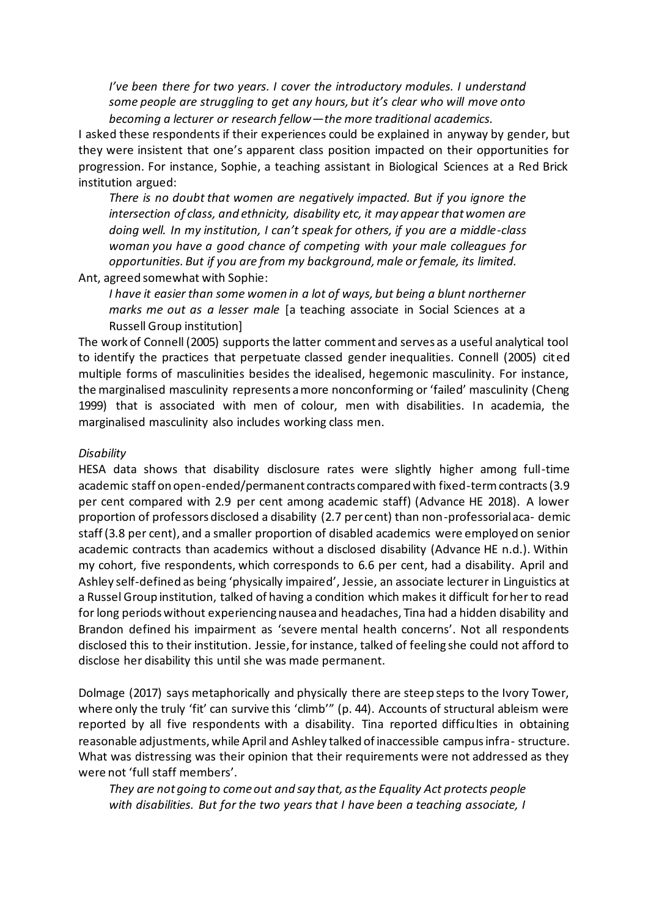*I've been there for two years. I cover the introductory modules. I understand some people are struggling to get any hours, but it's clear who will move onto becoming a lecturer or research fellow—the more traditional academics.*

I asked these respondents if their experiences could be explained in anyway by gender, but they were insistent that one's apparent class position impacted on their opportunities for progression. For instance, Sophie, a teaching assistant in Biological Sciences at a Red Brick institution argued:

*There is no doubt that women are negatively impacted. But if you ignore the intersection of class, and ethnicity, disability etc, it may appear that women are doing well. In my institution, I can't speak for others, if you are a middle-class woman you have a good chance of competing with your male colleagues for opportunities. But if you are from my background, male or female, its limited.*

Ant, agreed somewhat with Sophie:

*I have it easier than some women in a lot of ways, but being a blunt northerner marks me out as a lesser male* [a teaching associate in Social Sciences at a Russell Group institution]

The work of Connell (2005) supports the latter comment and serves as a useful analytical tool to identify the practices that perpetuate classed gender inequalities. Connell (2005) cited multiple forms of masculinities besides the idealised, hegemonic masculinity. For instance, the marginalised masculinity represents a more nonconforming or 'failed' masculinity (Cheng 1999) that is associated with men of colour, men with disabilities. In academia, the marginalised masculinity also includes working class men.

*Disability*

HESA data shows that disability disclosure rates were slightly higher among full-time academic staff on open-ended/permanent contracts compared with fixed-term contracts (3.9 per cent compared with 2.9 per cent among academic staff) (Advance HE 2018). A lower proportion of professors disclosed a disability (2.7 per cent) than non-professorial aca- demic staff (3.8 per cent), and a smaller proportion of disabled academics were employed on senior academic contracts than academics without a disclosed disability (Advance HE n.d.). Within my cohort, five respondents, which corresponds to 6.6 per cent, had a disability. April and Ashley self-defined as being 'physically impaired', Jessie, an associate lecturer in Linguistics at a Russel Group institution, talked of having a condition which makes it difficult for her to read for long periods without experiencing nausea and headaches, Tina had a hidden disability and Brandon defined his impairment as 'severe mental health concerns'. Not all respondents disclosed this to their institution. Jessie, for instance, talked of feeling she could not afford to disclose her disability this until she was made permanent.

Dolmage (2017) says metaphorically and physically there are steep steps to the Ivory Tower, where only the truly 'fit' can survive this 'climb'" (p. 44). Accounts of structural ableism were reported by all five respondents with a disability. Tina reported difficulties in obtaining reasonable adjustments, while April and Ashley talked of inaccessible campus infra- structure. What was distressing was their opinion that their requirements were not addressed as they were not 'full staff members'.

*They are not going to come out and say that, as the Equality Act protects people with disabilities. But for the two years that I have been a teaching associate, I*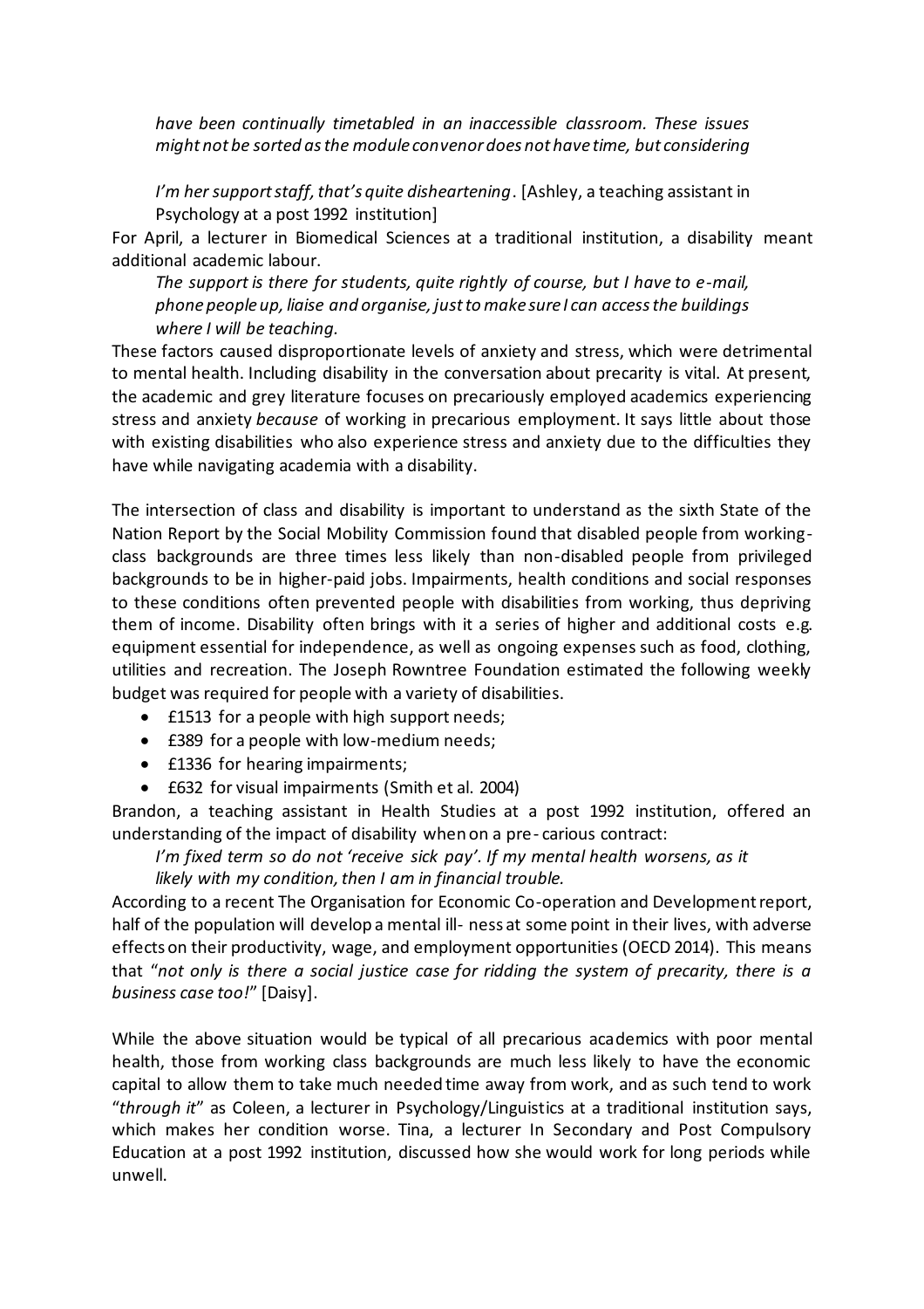*have been continually timetabled in an inaccessible classroom. These issues might not be sorted as the module convenor does not have time, but considering*

*I'm her support staff, that's quite disheartening*. [Ashley, a teaching assistant in Psychology at a post 1992 institution]

For April, a lecturer in Biomedical Sciences at a traditional institution, a disability meant additional academic labour.

*The support is there for students, quite rightly of course, but I have to e-mail, phone people up, liaise and organise, just to make sure I can access the buildings where I will be teaching.*

These factors caused disproportionate levels of anxiety and stress, which were detrimental to mental health. Including disability in the conversation about precarity is vital. At present, the academic and grey literature focuses on precariously employed academics experiencing stress and anxiety *because* of working in precarious employment. It says little about those with existing disabilities who also experience stress and anxiety due to the difficulties they have while navigating academia with a disability.

The intersection of class and disability is important to understand as the sixth State of the Nation Report by the Social Mobility Commission found that disabled people from working-class backgrounds are three times less likely than non-disabled people from privileged backgrounds to be in higher-paid jobs. Impairments, health conditions and social responses to these conditions often prevented people with disabilities from working, thus depriving them of income. Disability often brings with it a series of higher and additional costs e.g. equipment essential for independence, as well as ongoing expenses such as food, clothing, utilities and recreation. The Joseph Rowntree Foundation estimated the following weekly budget was required for people with a variety of disabilities.

- £1513 for a people with high support needs;
- £389 for a people with low-medium needs;
- £1336 for hearing impairments;
- £632 for visual impairments (Smith et al. 2004)

Brandon, a teaching assistant in Health Studies at a post 1992 institution, offered an understanding of the impact of disability when on a pre- carious contract:

*I'm fixed term so do not 'receive sick pay'. If my mental health worsens, as it likely with my condition, then I am in financial trouble.*

According to a recent The Organisation for Economic Co-operation and Development report, half of the population will develop a mental ill- ness at some point in their lives, with adverse effects on their productivity, wage, and employment opportunities (OECD 2014). This means that "*not only is there a social justice case for ridding the system of precarity, there is a business case too!*" [Daisy].

While the above situation would be typical of all precarious academics with poor mental health, those from working class backgrounds are much less likely to have the economic capital to allow them to take much needed time away from work, and as such tend to work "*through it*" as Coleen, a lecturer in Psychology/Linguistics at a traditional institution says, which makes her condition worse. Tina, a lecturer In Secondary and Post Compulsory Education at a post 1992 institution, discussed how she would work for long periods while unwell.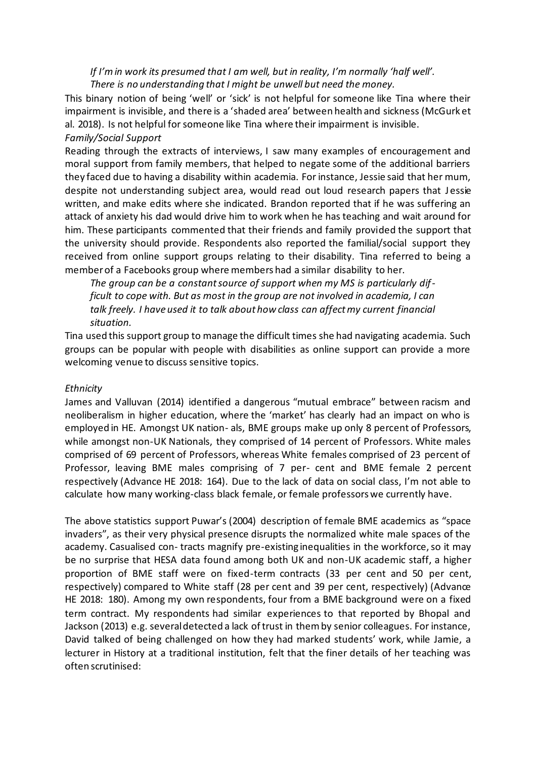*If I'm in work its presumed that I am well, but in reality, I'm normally 'half well'. There is no understanding that I might be unwell but need the money.*

This binary notion of being 'well' or 'sick' is not helpful for someone like Tina where their impairment is invisible, and there is a 'shaded area' between health and sickness (McGurk et al. 2018). Is not helpful for someone like Tina where their impairment is invisible.

*Family/Social Support*

Reading through the extracts of interviews, I saw many examples of encouragement and moral support from family members, that helped to negate some of the additional barriers they faced due to having a disability within academia. For instance, Jessie said that her mum, despite not understanding subject area, would read out loud research papers that Jessie written, and make edits where she indicated. Brandon reported that if he was suffering an attack of anxiety his dad would drive him to work when he has teaching and wait around for him. These participants commented that their friends and family provided the support that the university should provide. Respondents also reported the familial/social support they received from online support groups relating to their disability. Tina referred to being a member of a Facebooks group where members had a similar disability to her.

*The group can be a constant source of support when my MS is particularly dif- ficult to cope with. But as most in the group are not involved in academia, I can talk freely. I have used it to talk about how class can affect my current financial situation.*

Tina used this support group to manage the difficult times she had navigating academia. Such groups can be popular with people with disabilities as online support can provide a more welcoming venue to discuss sensitive topics.

*Ethnicity*

James and Valluvan (2014) identified a dangerous "mutual embrace" between racism and neoliberalism in higher education, where the 'market' has clearly had an impact on who is employed in HE. Amongst UK nation- als, BME groups make up only 8 percent of Professors, while amongst non-UK Nationals, they comprised of 14 percent of Professors. White males comprised of 69 percent of Professors, whereas White females comprised of 23 percent of Professor, leaving BME males comprising of 7 per- cent and BME female 2 percent respectively (Advance HE 2018: 164). Due to the lack of data on social class, I'm not able to calculate how many working-class black female, or female professors we currently have.

The above statistics support Puwar's (2004) description of female BME academics as "space invaders", as their very physical presence disrupts the normalized white male spaces of the academy. Casualised con- tracts magnify pre-existing inequalities in the workforce, so it may be no surprise that HESA data found among both UK and non-UK academic staff, a higher proportion of BME staff were on fixed-term contracts (33 per cent and 50 per cent, respectively) compared to White staff (28 per cent and 39 per cent, respectively) (Advance HE 2018: 180). Among my own respondents, four from a BME background were on a fixed term contract. My respondents had similar experiences to that reported by Bhopal and Jackson (2013) e.g. several detected a lack of trust in them by senior colleagues. For instance, David talked of being challenged on how they had marked students' work, while Jamie, a lecturer in History at a traditional institution, felt that the finer details of her teaching was often scrutinised: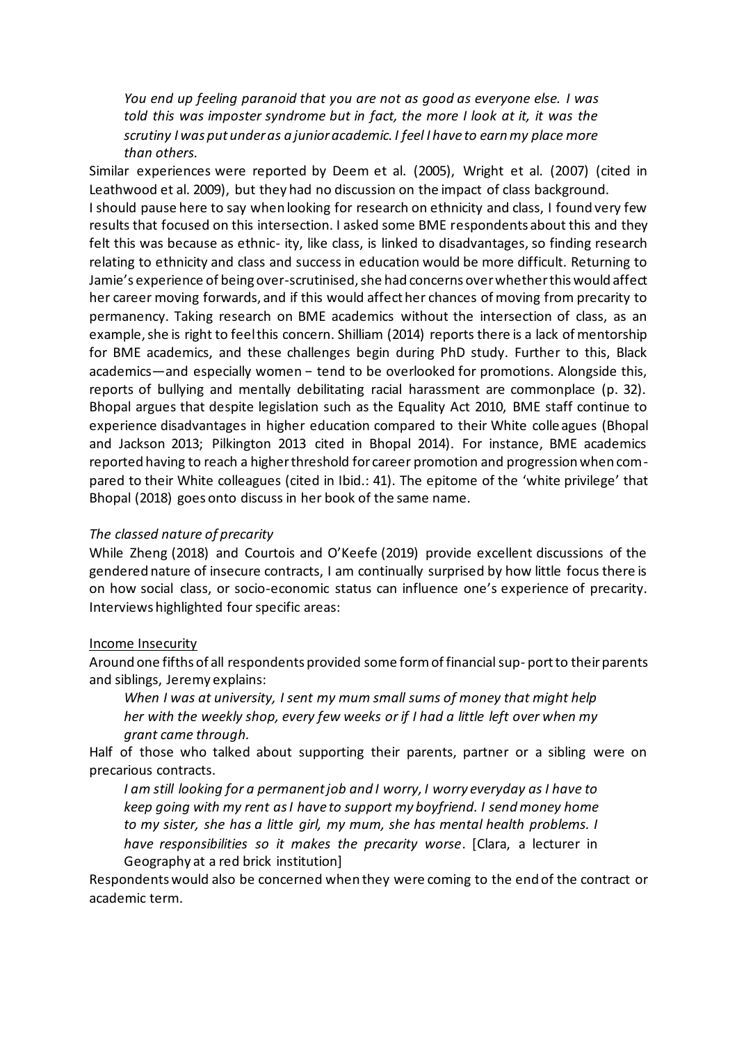> *You end up feeling paranoid that you are not as good as everyone else. I was told this was imposter syndrome but in fact, the more I look at it, it was the scrutiny I was put under as a junior academic. I feel I have to earn my place more than others.*

Similar experiences were reported by Deem et al. (2005), Wright et al. (2007) (cited in Leathwood et al. 2009), but they had no discussion on the impact of class background.

I should pause here to say when looking for research on ethnicity and class, I found very few results that focused on this intersection. I asked some BME respondents about this and they felt this was because as ethnic- ity, like class, is linked to disadvantages, so finding research relating to ethnicity and class and success in education would be more difficult. Returning to Jamie's experience of being over-scrutinised, she had concerns over whether this would affect her career moving forwards, and if this would affect her chances of moving from precarity to permanency. Taking research on BME academics without the intersection of class, as an example, she is right to feel this concern. Shilliam (2014) reports there is a lack of mentorship for BME academics, and these challenges begin during PhD study. Further to this, Black academics—and especially women − tend to be overlooked for promotions. Alongside this, reports of bullying and mentally debilitating racial harassment are commonplace (p. 32). Bhopal argues that despite legislation such as the Equality Act 2010, BME staff continue to experience disadvantages in higher education compared to their White colleagues (Bhopal and Jackson 2013; Pilkington 2013 cited in Bhopal 2014). For instance, BME academics reported having to reach a higher threshold for career promotion and progression when com- pared to their White colleagues (cited in Ibid.: 41). The epitome of the 'white privilege' that Bhopal (2018) goes onto discuss in her book of the same name.

*The classed nature of precarity*

While Zheng (2018) and Courtois and O'Keefe (2019) provide excellent discussions of the gendered nature of insecure contracts, I am continually surprised by how little focus there is on how social class, or socio-economic status can influence one's experience of precarity. Interviews highlighted four specific areas:

<u>Income Insecurity</u>

Around one fifths of all respondents provided some form of financial sup- port to their parents and siblings, Jeremy explains:

> *When I was at university, I sent my mum small sums of money that might help her with the weekly shop, every few weeks or if I had a little left over when my grant came through.*

Half of those who talked about supporting their parents, partner or a sibling were on precarious contracts.

> *I am still looking for a permanent job and I worry, I worry everyday as I have to keep going with my rent as I have to support my boyfriend. I send money home to my sister, she has a little girl, my mum, she has mental health problems. I have responsibilities so it makes the precarity worse*. [Clara, a lecturer in Geography at a red brick institution]

Respondents would also be concerned when they were coming to the end of the contract or academic term.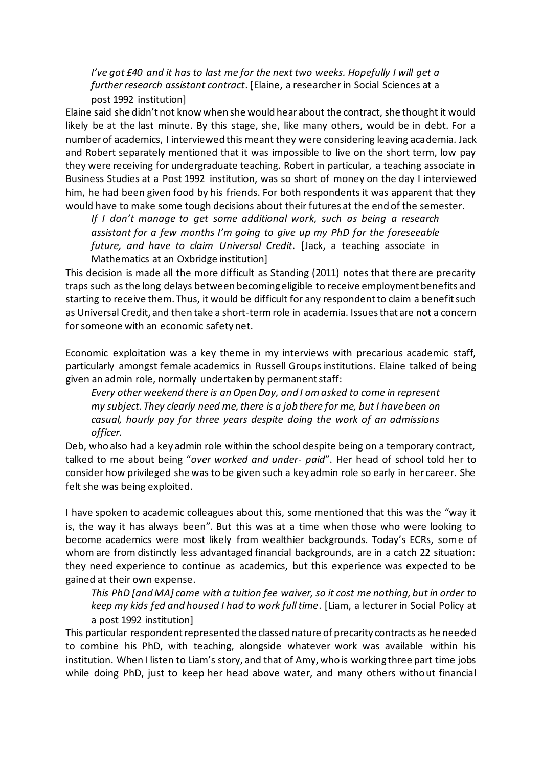*I've got £40 and it has to last me for the next two weeks. Hopefully I will get a further research assistant contract*. [Elaine, a researcher in Social Sciences at a post 1992 institution]

Elaine said she didn't not know when she would hear about the contract, she thought it would likely be at the last minute. By this stage, she, like many others, would be in debt. For a number of academics, I interviewed this meant they were considering leaving academia. Jack and Robert separately mentioned that it was impossible to live on the short term, low pay they were receiving for undergraduate teaching. Robert in particular, a teaching associate in Business Studies at a Post 1992 institution, was so short of money on the day I interviewed him, he had been given food by his friends. For both respondents it was apparent that they would have to make some tough decisions about their futures at the end of the semester.

*If I don't manage to get some additional work, such as being a research assistant for a few months I'm going to give up my PhD for the foreseeable future, and have to claim Universal Credit*. [Jack, a teaching associate in Mathematics at an Oxbridge institution]

This decision is made all the more difficult as Standing (2011) notes that there are precarity traps such as the long delays between becoming eligible to receive employment benefits and starting to receive them. Thus, it would be difficult for any respondent to claim a benefit such as Universal Credit, and then take a short-term role in academia. Issues that are not a concern for someone with an economic safety net.

Economic exploitation was a key theme in my interviews with precarious academic staff, particularly amongst female academics in Russell Groups institutions. Elaine talked of being given an admin role, normally undertaken by permanent staff:

*Every other weekend there is an Open Day, and I am asked to come in represent my subject. They clearly need me, there is a job there for me, but I have been on casual, hourly pay for three years despite doing the work of an admissions officer.*

Deb, who also had a key admin role within the school despite being on a temporary contract, talked to me about being "*over worked and under- paid*". Her head of school told her to consider how privileged she was to be given such a key admin role so early in her career. She felt she was being exploited.

I have spoken to academic colleagues about this, some mentioned that this was the "way it is, the way it has always been". But this was at a time when those who were looking to become academics were most likely from wealthier backgrounds. Today's ECRs, some of whom are from distinctly less advantaged financial backgrounds, are in a catch 22 situation: they need experience to continue as academics, but this experience was expected to be gained at their own expense.

*This PhD [and MA] came with a tuition fee waiver, so it cost me nothing, but in order to keep my kids fed and housed I had to work full time*. [Liam, a lecturer in Social Policy at a post 1992 institution]

This particular respondent represented the classed nature of precarity contracts as he needed to combine his PhD, with teaching, alongside whatever work was available within his institution. When I listen to Liam's story, and that of Amy, who is working three part time jobs while doing PhD, just to keep her head above water, and many others without financial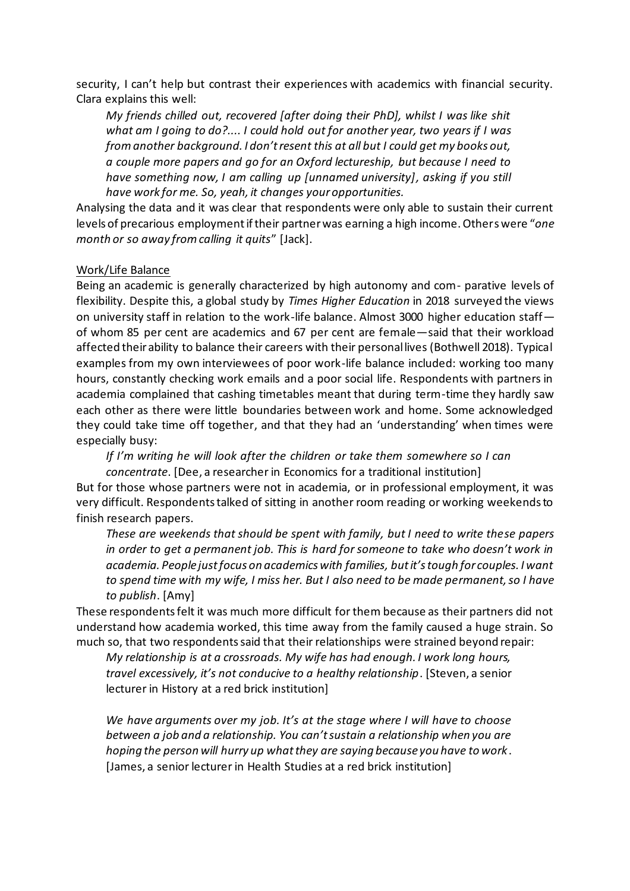security, I can't help but contrast their experiences with academics with financial security. Clara explains this well:

> *My friends chilled out, recovered [after doing their PhD], whilst I was like shit what am I going to do?.... I could hold out for another year, two years if I was from another background. I don't resent this at all but I could get my books out, a couple more papers and go for an Oxford lectureship, but because I need to have something now, I am calling up [unnamed university], asking if you still have work for me. So, yeah, it changes your opportunities.*

Analysing the data and it was clear that respondents were only able to sustain their current levels of precarious employment if their partner was earning a high income. Others were "*one month or so away from calling it quits*" [Jack].

<u>Work/Life Balance</u>

Being an academic is generally characterized by high autonomy and com- parative levels of flexibility. Despite this, a global study by *Times Higher Education* in 2018 surveyed the views on university staff in relation to the work-life balance. Almost 3000 higher education staff—of whom 85 per cent are academics and 67 per cent are female—said that their workload affected their ability to balance their careers with their personal lives (Bothwell 2018). Typical examples from my own interviewees of poor work-life balance included: working too many hours, constantly checking work emails and a poor social life. Respondents with partners in academia complained that cashing timetables meant that during term-time they hardly saw each other as there were little boundaries between work and home. Some acknowledged they could take time off together, and that they had an 'understanding' when times were especially busy:

> *If I'm writing he will look after the children or take them somewhere so I can concentrate*. [Dee, a researcher in Economics for a traditional institution]

But for those whose partners were not in academia, or in professional employment, it was very difficult. Respondents talked of sitting in another room reading or working weekends to finish research papers.

> *These are weekends that should be spent with family, but I need to write these papers in order to get a permanent job. This is hard for someone to take who doesn't work in academia. People just focus on academics with families, but it's tough for couples. I want to spend time with my wife, I miss her. But I also need to be made permanent, so I have to publish*. [Amy]

These respondents felt it was much more difficult for them because as their partners did not understand how academia worked, this time away from the family caused a huge strain. So much so, that two respondents said that their relationships were strained beyond repair:

> *My relationship is at a crossroads. My wife has had enough. I work long hours, travel excessively, it's not conducive to a healthy relationship*. [Steven, a senior lecturer in History at a red brick institution]
>
> *We have arguments over my job. It's at the stage where I will have to choose between a job and a relationship. You can't sustain a relationship when you are hoping the person will hurry up what they are saying because you have to work*. [James, a senior lecturer in Health Studies at a red brick institution]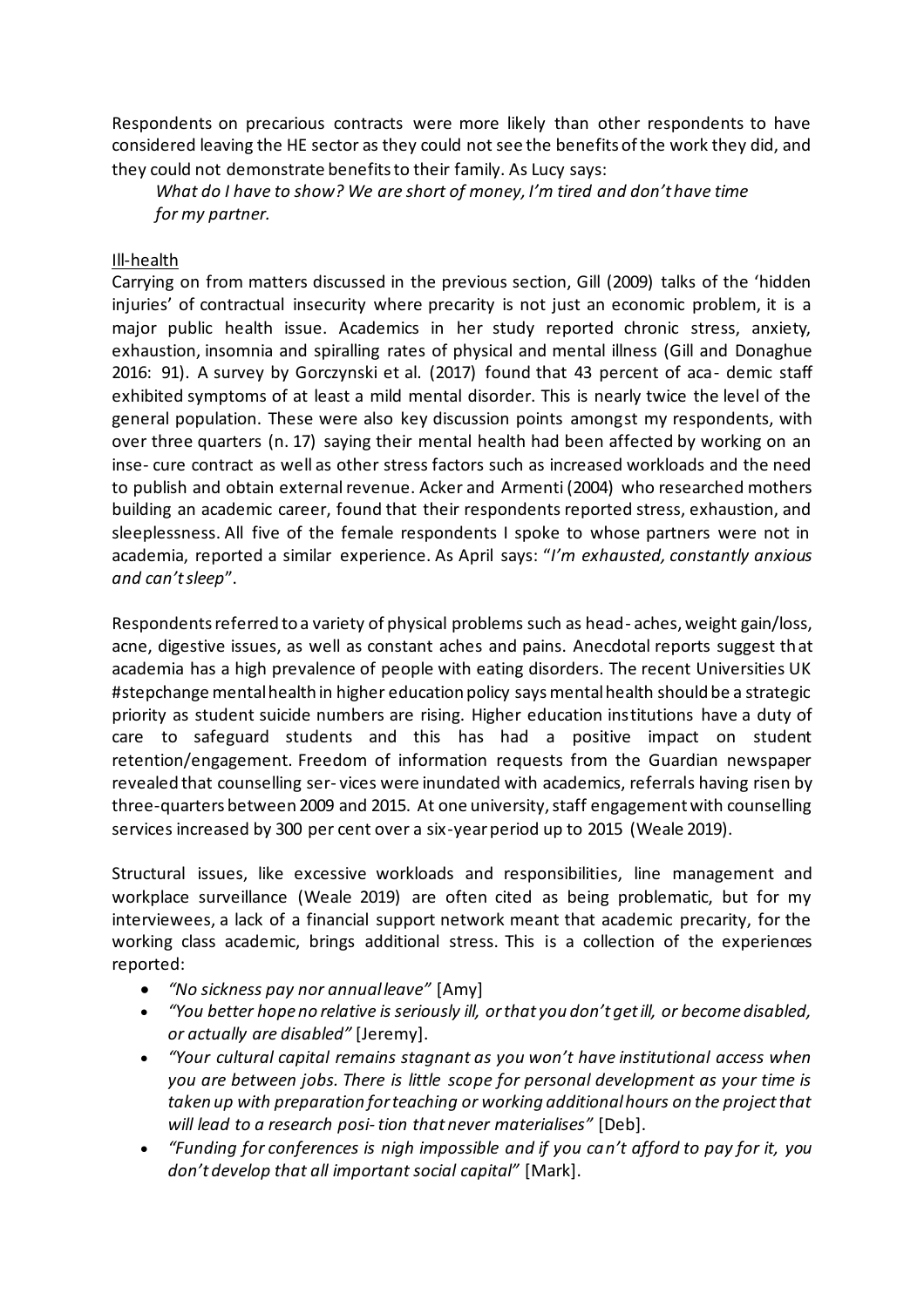Respondents on precarious contracts were more likely than other respondents to have considered leaving the HE sector as they could not see the benefits of the work they did, and they could not demonstrate benefits to their family. As Lucy says:

> *What do I have to show? We are short of money, I'm tired and don't have time for my partner.*

Ill-health

Carrying on from matters discussed in the previous section, Gill (2009) talks of the 'hidden injuries' of contractual insecurity where precarity is not just an economic problem, it is a major public health issue. Academics in her study reported chronic stress, anxiety, exhaustion, insomnia and spiralling rates of physical and mental illness (Gill and Donaghue 2016: 91). A survey by Gorczynski et al. (2017) found that 43 percent of aca- demic staff exhibited symptoms of at least a mild mental disorder. This is nearly twice the level of the general population. These were also key discussion points amongst my respondents, with over three quarters (n. 17) saying their mental health had been affected by working on an inse- cure contract as well as other stress factors such as increased workloads and the need to publish and obtain external revenue. Acker and Armenti (2004) who researched mothers building an academic career, found that their respondents reported stress, exhaustion, and sleeplessness. All five of the female respondents I spoke to whose partners were not in academia, reported a similar experience. As April says: "*I'm exhausted, constantly anxious and can't sleep*".

Respondents referred to a variety of physical problems such as head- aches, weight gain/loss, acne, digestive issues, as well as constant aches and pains. Anecdotal reports suggest that academia has a high prevalence of people with eating disorders. The recent Universities UK #stepchange mental health in higher education policy says mental health should be a strategic priority as student suicide numbers are rising. Higher education institutions have a duty of care to safeguard students and this has had a positive impact on student retention/engagement. Freedom of information requests from the Guardian newspaper revealed that counselling ser- vices were inundated with academics, referrals having risen by three-quarters between 2009 and 2015. At one university, staff engagement with counselling services increased by 300 per cent over a six-year period up to 2015 (Weale 2019).

Structural issues, like excessive workloads and responsibilities, line management and workplace surveillance (Weale 2019) are often cited as being problematic, but for my interviewees, a lack of a financial support network meant that academic precarity, for the working class academic, brings additional stress. This is a collection of the experiences reported:

- *"No sickness pay nor annual leave"* [Amy]
- *"You better hope no relative is seriously ill, or that you don't get ill, or become disabled, or actually are disabled"* [Jeremy].
- *"Your cultural capital remains stagnant as you won't have institutional access when you are between jobs. There is little scope for personal development as your time is taken up with preparation for teaching or working additional hours on the project that will lead to a research posi- tion that never materialises"* [Deb].
- *"Funding for conferences is nigh impossible and if you can't afford to pay for it, you don't develop that all important social capital"* [Mark].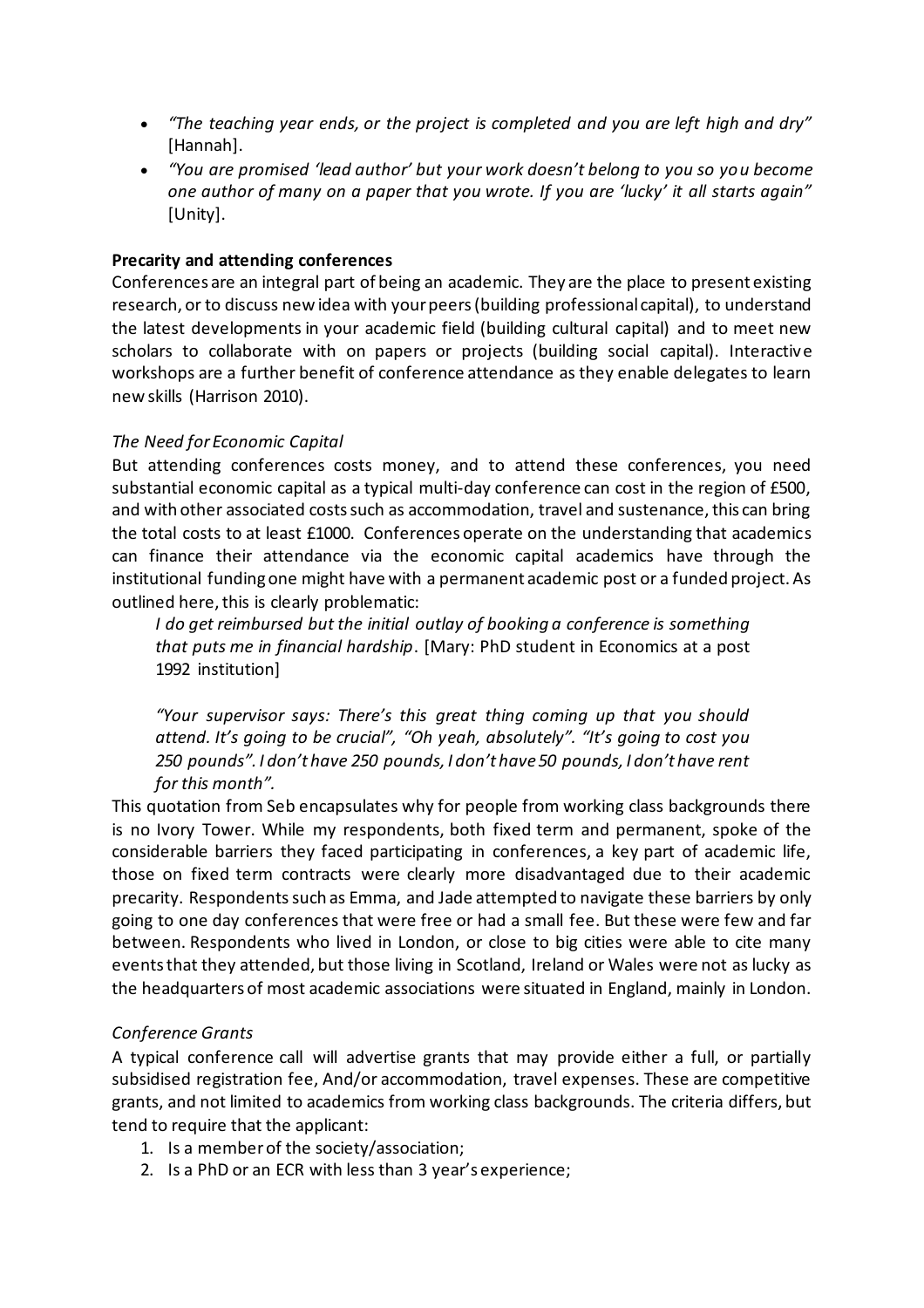- *"The teaching year ends, or the project is completed and you are left high and dry"* [Hannah].
- *"You are promised 'lead author' but your work doesn't belong to you so you become one author of many on a paper that you wrote. If you are 'lucky' it all starts again"* [Unity].

**Precarity and attending conferences**

Conferences are an integral part of being an academic. They are the place to present existing research, or to discuss new idea with your peers (building professional capital), to understand the latest developments in your academic field (building cultural capital) and to meet new scholars to collaborate with on papers or projects (building social capital). Interactive workshops are a further benefit of conference attendance as they enable delegates to learn new skills (Harrison 2010).

*The Need for Economic Capital*

But attending conferences costs money, and to attend these conferences, you need substantial economic capital as a typical multi-day conference can cost in the region of £500, and with other associated costs such as accommodation, travel and sustenance, this can bring the total costs to at least £1000. Conferences operate on the understanding that academics can finance their attendance via the economic capital academics have through the institutional funding one might have with a permanent academic post or a funded project. As outlined here, this is clearly problematic:

> *I do get reimbursed but the initial outlay of booking a conference is something that puts me in financial hardship*. [Mary: PhD student in Economics at a post 1992 institution]
>
> *"Your supervisor says: There's this great thing coming up that you should attend. It's going to be crucial", "Oh yeah, absolutely". "It's going to cost you 250 pounds". I don't have 250 pounds, I don't have 50 pounds, I don't have rent for this month".*

This quotation from Seb encapsulates why for people from working class backgrounds there is no Ivory Tower. While my respondents, both fixed term and permanent, spoke of the considerable barriers they faced participating in conferences, a key part of academic life, those on fixed term contracts were clearly more disadvantaged due to their academic precarity. Respondents such as Emma, and Jade attempted to navigate these barriers by only going to one day conferences that were free or had a small fee. But these were few and far between. Respondents who lived in London, or close to big cities were able to cite many events that they attended, but those living in Scotland, Ireland or Wales were not as lucky as the headquarters of most academic associations were situated in England, mainly in London.

*Conference Grants*

A typical conference call will advertise grants that may provide either a full, or partially subsidised registration fee, And/or accommodation, travel expenses. These are competitive grants, and not limited to academics from working class backgrounds. The criteria differs, but tend to require that the applicant:

1. Is a member of the society/association;
2. Is a PhD or an ECR with less than 3 year's experience;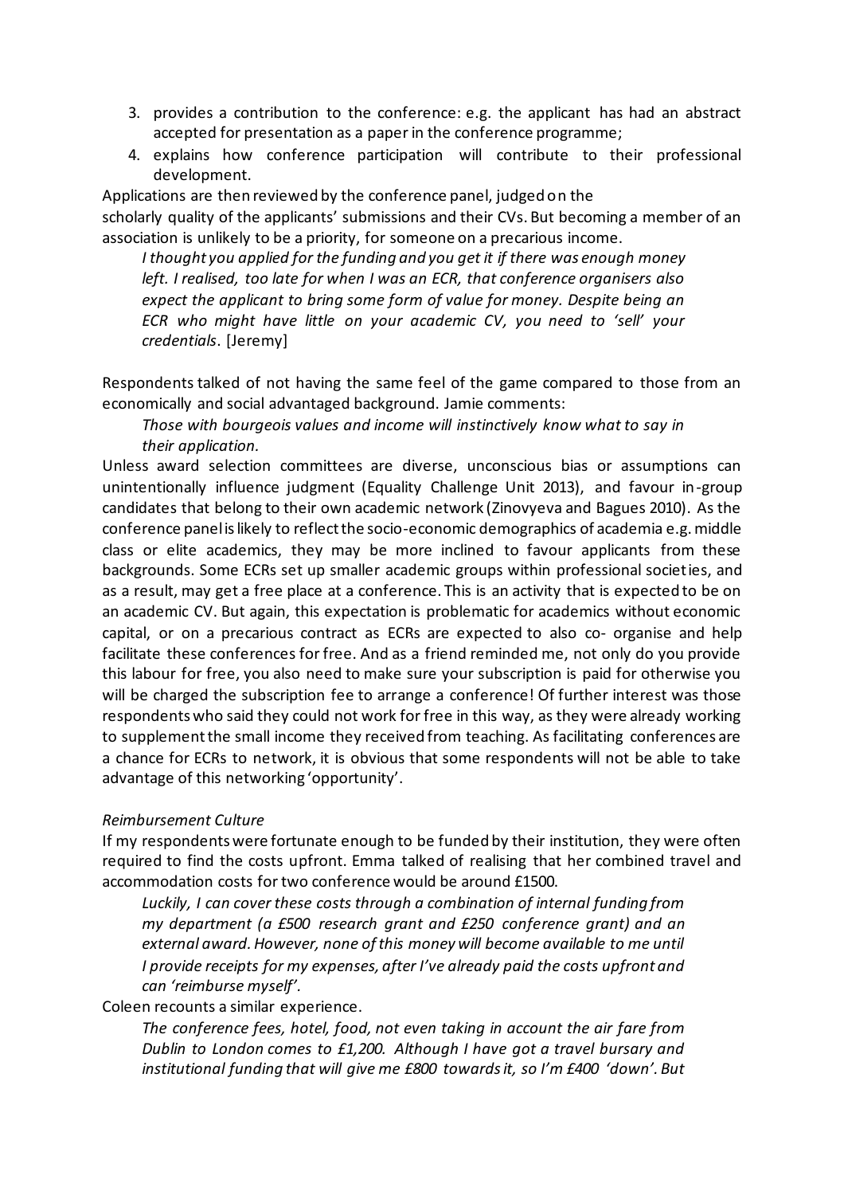3. provides a contribution to the conference: e.g. the applicant has had an abstract accepted for presentation as a paper in the conference programme;
4. explains how conference participation will contribute to their professional development.

Applications are then reviewed by the conference panel, judged on the scholarly quality of the applicants' submissions and their CVs. But becoming a member of an association is unlikely to be a priority, for someone on a precarious income.

> *I thought you applied for the funding and you get it if there was enough money left. I realised, too late for when I was an ECR, that conference organisers also expect the applicant to bring some form of value for money. Despite being an ECR who might have little on your academic CV, you need to 'sell' your credentials*. [Jeremy]

Respondents talked of not having the same feel of the game compared to those from an economically and social advantaged background. Jamie comments:

> *Those with bourgeois values and income will instinctively know what to say in their application.*

Unless award selection committees are diverse, unconscious bias or assumptions can unintentionally influence judgment (Equality Challenge Unit 2013), and favour in-group candidates that belong to their own academic network (Zinovyeva and Bagues 2010). As the conference panel is likely to reflect the socio-economic demographics of academia e.g. middle class or elite academics, they may be more inclined to favour applicants from these backgrounds. Some ECRs set up smaller academic groups within professional societies, and as a result, may get a free place at a conference. This is an activity that is expected to be on an academic CV. But again, this expectation is problematic for academics without economic capital, or on a precarious contract as ECRs are expected to also co- organise and help facilitate these conferences for free. And as a friend reminded me, not only do you provide this labour for free, you also need to make sure your subscription is paid for otherwise you will be charged the subscription fee to arrange a conference! Of further interest was those respondents who said they could not work for free in this way, as they were already working to supplement the small income they received from teaching. As facilitating conferences are a chance for ECRs to network, it is obvious that some respondents will not be able to take advantage of this networking 'opportunity'.

*Reimbursement Culture*

If my respondents were fortunate enough to be funded by their institution, they were often required to find the costs upfront. Emma talked of realising that her combined travel and accommodation costs for two conference would be around £1500.

> *Luckily, I can cover these costs through a combination of internal funding from my department (a £500 research grant and £250 conference grant) and an external award. However, none of this money will become available to me until I provide receipts for my expenses, after I've already paid the costs upfront and can 'reimburse myself'.*

Coleen recounts a similar experience.

> *The conference fees, hotel, food, not even taking in account the air fare from Dublin to London comes to £1,200. Although I have got a travel bursary and institutional funding that will give me £800 towards it, so I'm £400 'down'. But*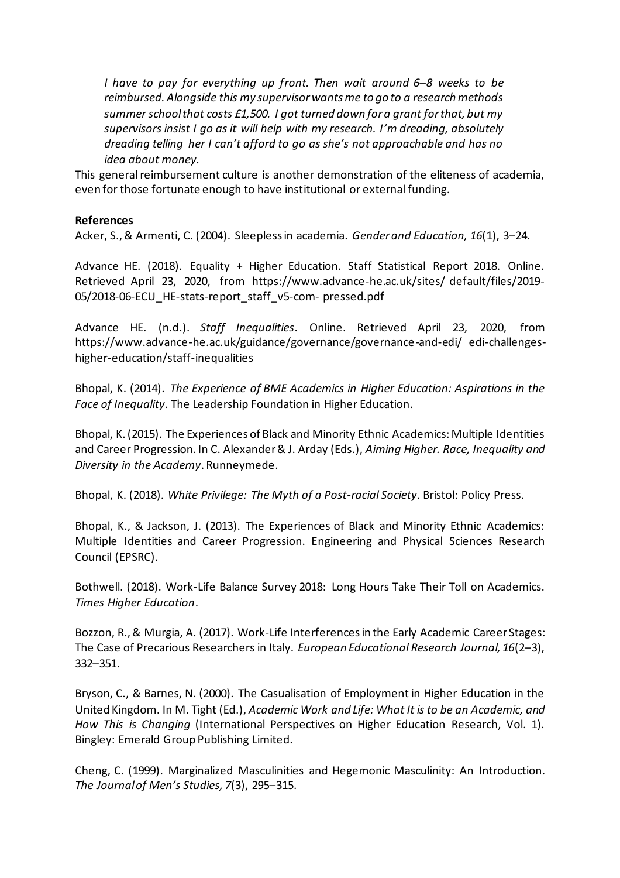> *I have to pay for everything up front. Then wait around 6–8 weeks to be reimbursed. Alongside this my supervisor wants me to go to a research methods summer school that costs £1,500. I got turned down for a grant for that, but my supervisors insist I go as it will help with my research. I'm dreading, absolutely dreading telling her I can't afford to go as she's not approachable and has no idea about money.*

This general reimbursement culture is another demonstration of the eliteness of academia, even for those fortunate enough to have institutional or external funding.

**References**

Acker, S., & Armenti, C. (2004). Sleepless in academia. *Gender and Education, 16*(1), 3–24.

Advance HE. (2018). Equality + Higher Education. Staff Statistical Report 2018. Online. Retrieved April 23, 2020, from https://www.advance-he.ac.uk/sites/ default/files/2019-05/2018-06-ECU_HE-stats-report_staff_v5-com- pressed.pdf

Advance HE. (n.d.). *Staff Inequalities*. Online. Retrieved April 23, 2020, from https://www.advance-he.ac.uk/guidance/governance/governance-and-edi/ edi-challenges-higher-education/staff-inequalities

Bhopal, K. (2014). *The Experience of BME Academics in Higher Education: Aspirations in the Face of Inequality*. The Leadership Foundation in Higher Education.

Bhopal, K. (2015). The Experiences of Black and Minority Ethnic Academics: Multiple Identities and Career Progression. In C. Alexander & J. Arday (Eds.), *Aiming Higher. Race, Inequality and Diversity in the Academy*. Runneymede.

Bhopal, K. (2018). *White Privilege: The Myth of a Post-racial Society*. Bristol: Policy Press.

Bhopal, K., & Jackson, J. (2013). The Experiences of Black and Minority Ethnic Academics: Multiple Identities and Career Progression. Engineering and Physical Sciences Research Council (EPSRC).

Bothwell. (2018). Work-Life Balance Survey 2018: Long Hours Take Their Toll on Academics. *Times Higher Education*.

Bozzon, R., & Murgia, A. (2017). Work-Life Interferences in the Early Academic Career Stages: The Case of Precarious Researchers in Italy. *European Educational Research Journal, 16*(2–3), 332–351.

Bryson, C., & Barnes, N. (2000). The Casualisation of Employment in Higher Education in the United Kingdom. In M. Tight (Ed.), *Academic Work and Life: What It is to be an Academic, and How This is Changing* (International Perspectives on Higher Education Research, Vol. 1). Bingley: Emerald Group Publishing Limited.

Cheng, C. (1999). Marginalized Masculinities and Hegemonic Masculinity: An Introduction. *The Journal of Men's Studies, 7*(3), 295–315.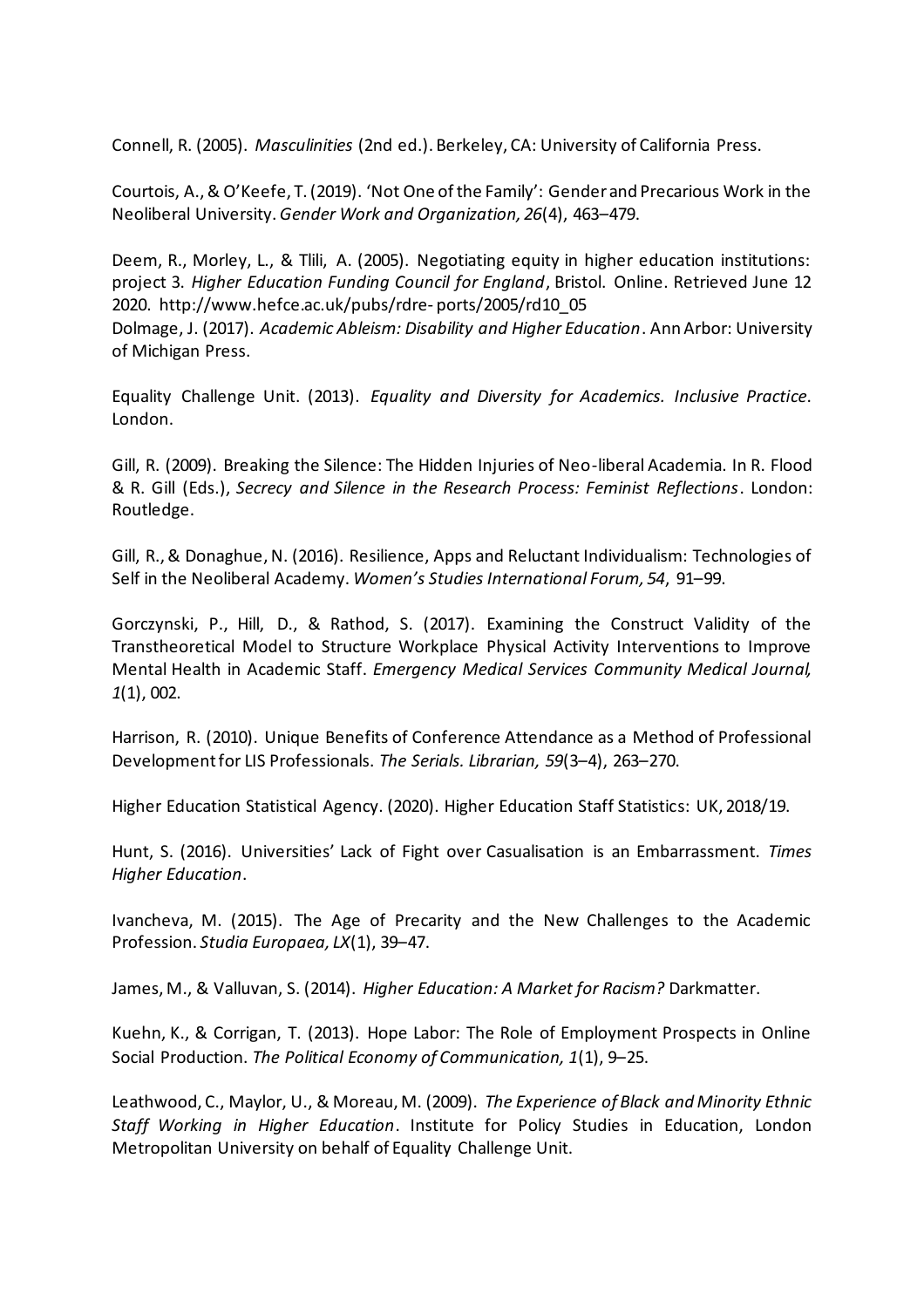Connell, R. (2005). *Masculinities* (2nd ed.). Berkeley, CA: University of California Press.

Courtois, A., & O'Keefe, T. (2019). 'Not One of the Family': Gender and Precarious Work in the Neoliberal University. *Gender Work and Organization, 26*(4), 463–479.

Deem, R., Morley, L., & Tlili, A. (2005). Negotiating equity in higher education institutions: project 3. *Higher Education Funding Council for England*, Bristol. Online. Retrieved June 12 2020. http://www.hefce.ac.uk/pubs/rdre- ports/2005/rd10_05

Dolmage, J. (2017). *Academic Ableism: Disability and Higher Education*. Ann Arbor: University of Michigan Press.

Equality Challenge Unit. (2013). *Equality and Diversity for Academics. Inclusive Practice*. London.

Gill, R. (2009). Breaking the Silence: The Hidden Injuries of Neo-liberal Academia. In R. Flood & R. Gill (Eds.), *Secrecy and Silence in the Research Process: Feminist Reflections*. London: Routledge.

Gill, R., & Donaghue, N. (2016). Resilience, Apps and Reluctant Individualism: Technologies of Self in the Neoliberal Academy. *Women's Studies International Forum, 54*, 91–99.

Gorczynski, P., Hill, D., & Rathod, S. (2017). Examining the Construct Validity of the Transtheoretical Model to Structure Workplace Physical Activity Interventions to Improve Mental Health in Academic Staff. *Emergency Medical Services Community Medical Journal, 1*(1), 002.

Harrison, R. (2010). Unique Benefits of Conference Attendance as a Method of Professional Development for LIS Professionals. *The Serials. Librarian, 59*(3–4), 263–270.

Higher Education Statistical Agency. (2020). Higher Education Staff Statistics: UK, 2018/19.

Hunt, S. (2016). Universities' Lack of Fight over Casualisation is an Embarrassment. *Times Higher Education*.

Ivancheva, M. (2015). The Age of Precarity and the New Challenges to the Academic Profession. *Studia Europaea, LX*(1), 39–47.

James, M., & Valluvan, S. (2014). *Higher Education: A Market for Racism?* Darkmatter.

Kuehn, K., & Corrigan, T. (2013). Hope Labor: The Role of Employment Prospects in Online Social Production. *The Political Economy of Communication, 1*(1), 9–25.

Leathwood, C., Maylor, U., & Moreau, M. (2009). *The Experience of Black and Minority Ethnic Staff Working in Higher Education*. Institute for Policy Studies in Education, London Metropolitan University on behalf of Equality Challenge Unit.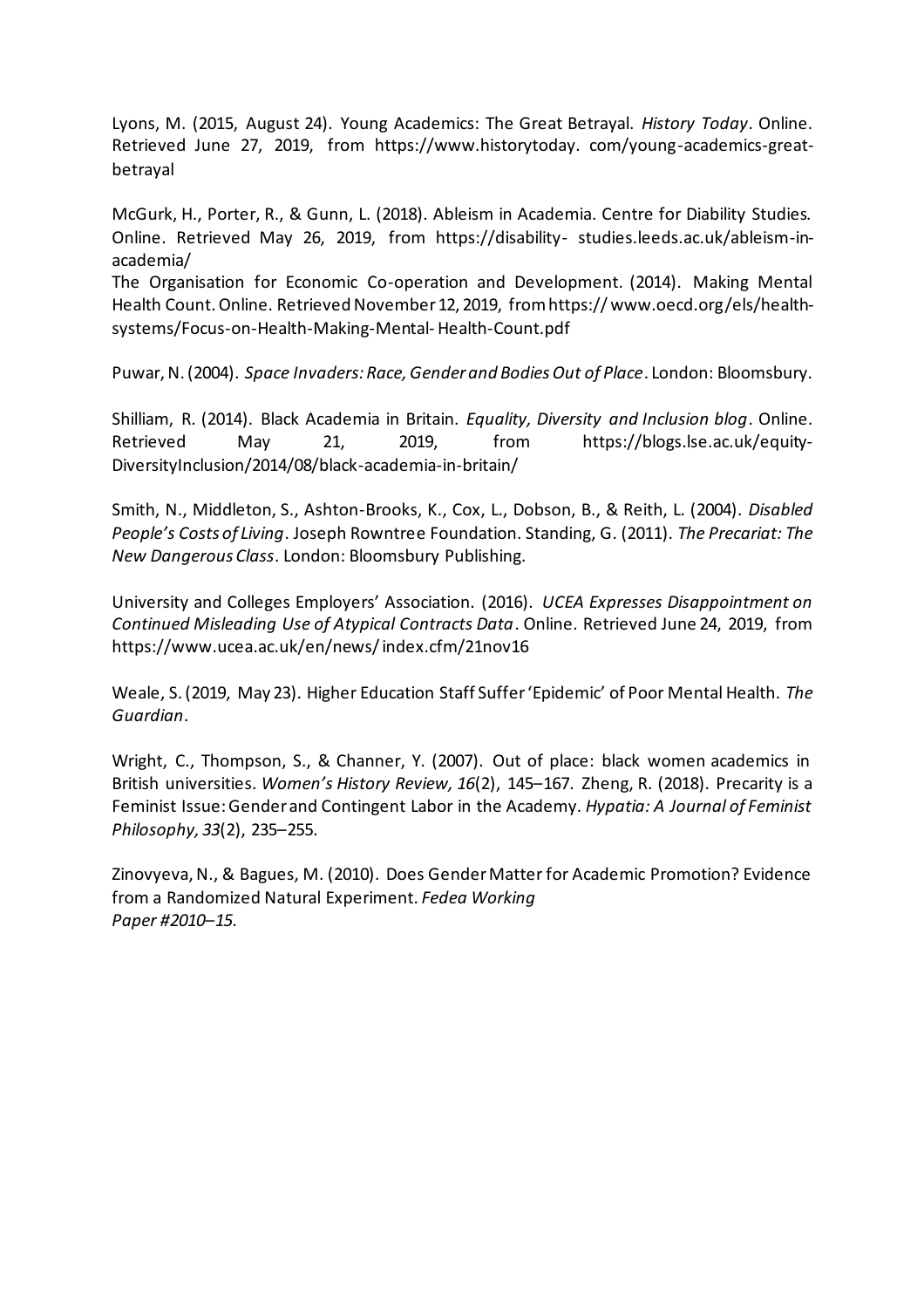Lyons, M. (2015, August 24). Young Academics: The Great Betrayal. *History Today*. Online. Retrieved June 27, 2019, from https://www.historytoday. com/young-academics-great-betrayal

McGurk, H., Porter, R., & Gunn, L. (2018). Ableism in Academia. Centre for Diability Studies. Online. Retrieved May 26, 2019, from https://disability- studies.leeds.ac.uk/ableism-in-academia/
The Organisation for Economic Co-operation and Development. (2014). Making Mental Health Count. Online. Retrieved November 12, 2019, from https:// www.oecd.org/els/health-systems/Focus-on-Health-Making-Mental- Health-Count.pdf

Puwar, N. (2004). *Space Invaders: Race, Gender and Bodies Out of Place*. London: Bloomsbury.

Shilliam, R. (2014). Black Academia in Britain. *Equality, Diversity and Inclusion blog*. Online. Retrieved May 21, 2019, from https://blogs.lse.ac.uk/equity-DiversityInclusion/2014/08/black-academia-in-britain/

Smith, N., Middleton, S., Ashton-Brooks, K., Cox, L., Dobson, B., & Reith, L. (2004). *Disabled People's Costs of Living*. Joseph Rowntree Foundation. Standing, G. (2011). *The Precariat: The New Dangerous Class*. London: Bloomsbury Publishing.

University and Colleges Employers' Association. (2016). *UCEA Expresses Disappointment on Continued Misleading Use of Atypical Contracts Data*. Online. Retrieved June 24, 2019, from https://www.ucea.ac.uk/en/news/ index.cfm/21nov16

Weale, S. (2019, May 23). Higher Education Staff Suffer 'Epidemic' of Poor Mental Health. *The Guardian*.

Wright, C., Thompson, S., & Channer, Y. (2007). Out of place: black women academics in British universities. *Women's History Review, 16*(2), 145–167. Zheng, R. (2018). Precarity is a Feminist Issue: Gender and Contingent Labor in the Academy. *Hypatia: A Journal of Feminist Philosophy, 33*(2), 235–255.

Zinovyeva, N., & Bagues, M. (2010). Does Gender Matter for Academic Promotion? Evidence from a Randomized Natural Experiment. *Fedea Working Paper #2010–15*.